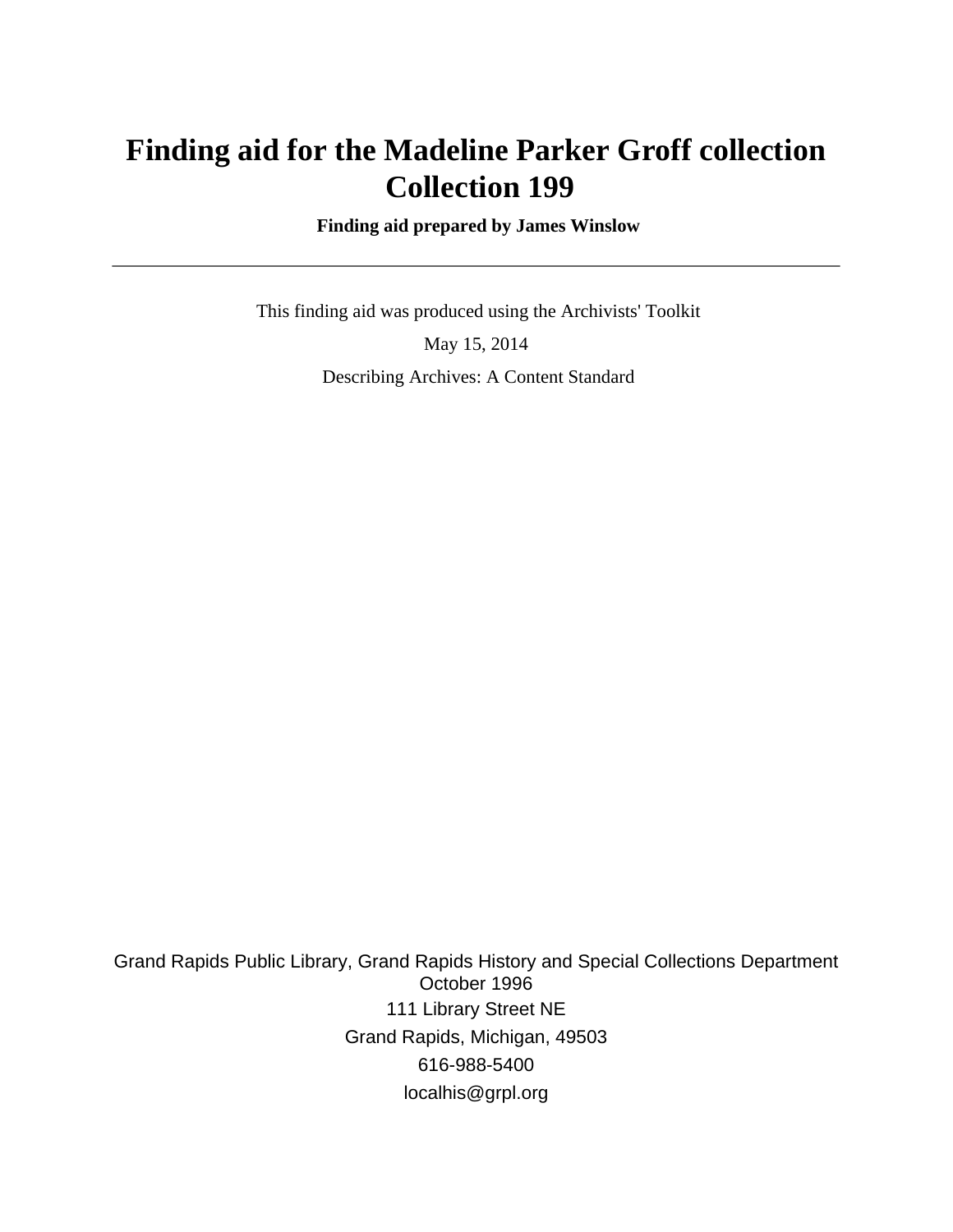# Finding aid for the Madeline Parker Groff collection Collection 199

**Finding aid prepared by James Winslow**

---

This finding aid was produced using the Archivists' Toolkit

May 15, 2014

Describing Archives: A Content Standard

Grand Rapids Public Library, Grand Rapids History and Special Collections Department
October 1996

111 Library Street NE

Grand Rapids, Michigan, 49503

616-988-5400

localhis@grpl.org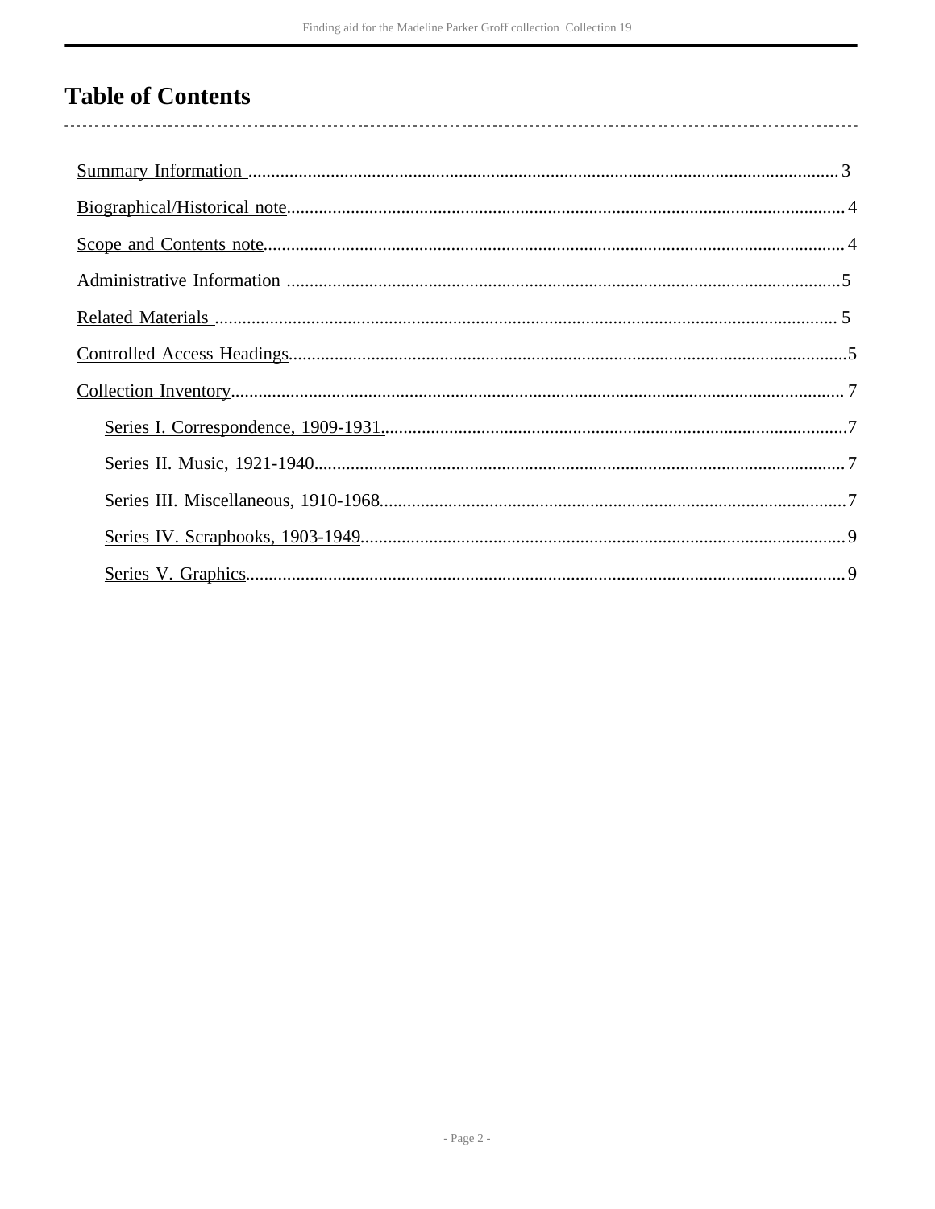# Table of Contents

- Summary Information ..... 3
- Biographical/Historical note..... 4
- Scope and Contents note..... 4
- Administrative Information ..... 5
- Related Materials ..... 5
- Controlled Access Headings..... 5
- Collection Inventory..... 7
  - Series I. Correspondence, 1909-1931...... 7
  - Series II. Music, 1921-1940...... 7
  - Series III. Miscellaneous, 1910-1968..... 7
  - Series IV. Scrapbooks, 1903-1949..... 9
  - Series V. Graphics..... 9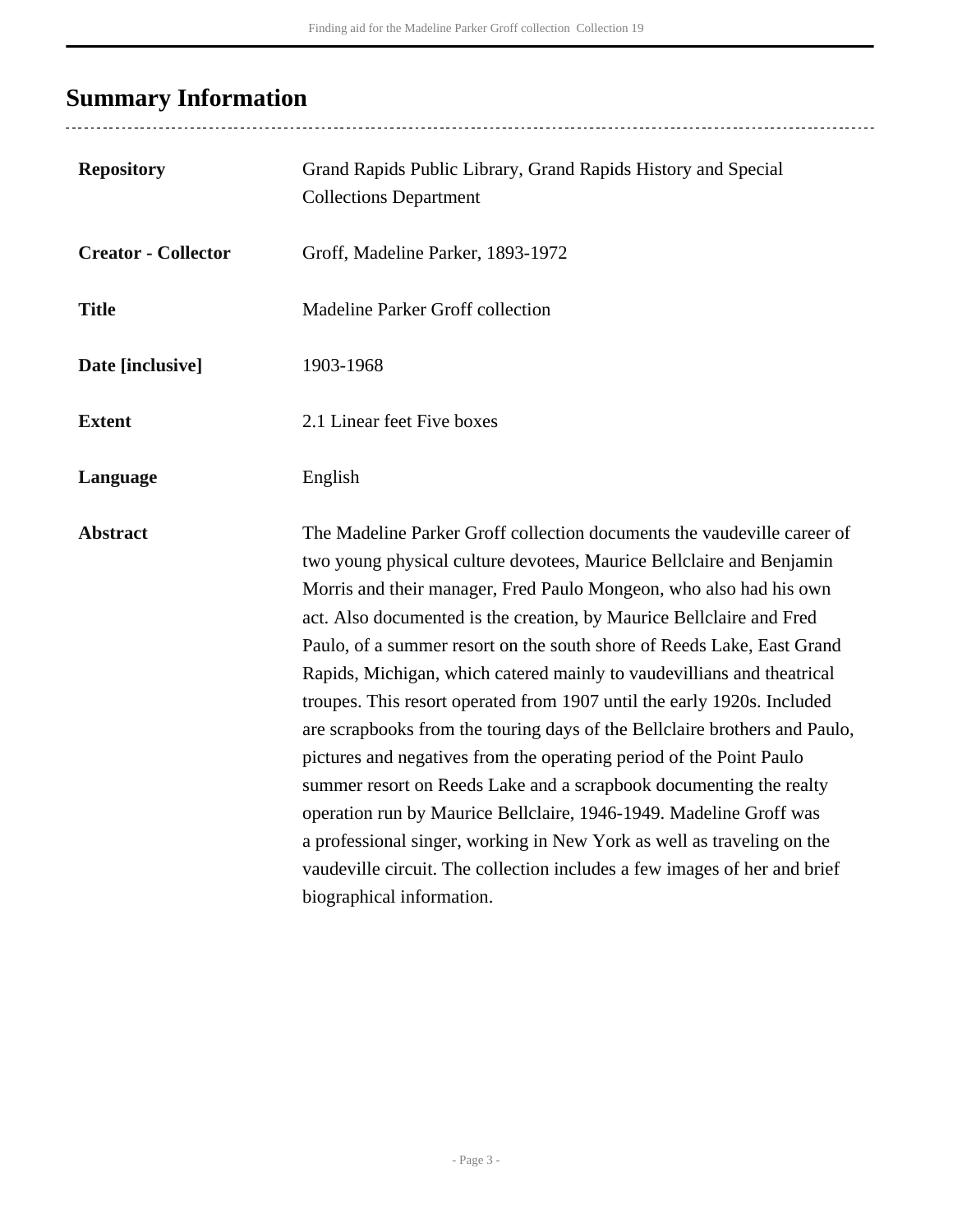## Summary Information

| | |
|---|---|
| **Repository** | Grand Rapids Public Library, Grand Rapids History and Special Collections Department |
| **Creator - Collector** | Groff, Madeline Parker, 1893-1972 |
| **Title** | Madeline Parker Groff collection |
| **Date [inclusive]** | 1903-1968 |
| **Extent** | 2.1 Linear feet Five boxes |
| **Language** | English |
| **Abstract** | The Madeline Parker Groff collection documents the vaudeville career of two young physical culture devotees, Maurice Bellclaire and Benjamin Morris and their manager, Fred Paulo Mongeon, who also had his own act. Also documented is the creation, by Maurice Bellclaire and Fred Paulo, of a summer resort on the south shore of Reeds Lake, East Grand Rapids, Michigan, which catered mainly to vaudevillians and theatrical troupes. This resort operated from 1907 until the early 1920s. Included are scrapbooks from the touring days of the Bellclaire brothers and Paulo, pictures and negatives from the operating period of the Point Paulo summer resort on Reeds Lake and a scrapbook documenting the realty operation run by Maurice Bellclaire, 1946-1949. Madeline Groff was a professional singer, working in New York as well as traveling on the vaudeville circuit. The collection includes a few images of her and brief biographical information. |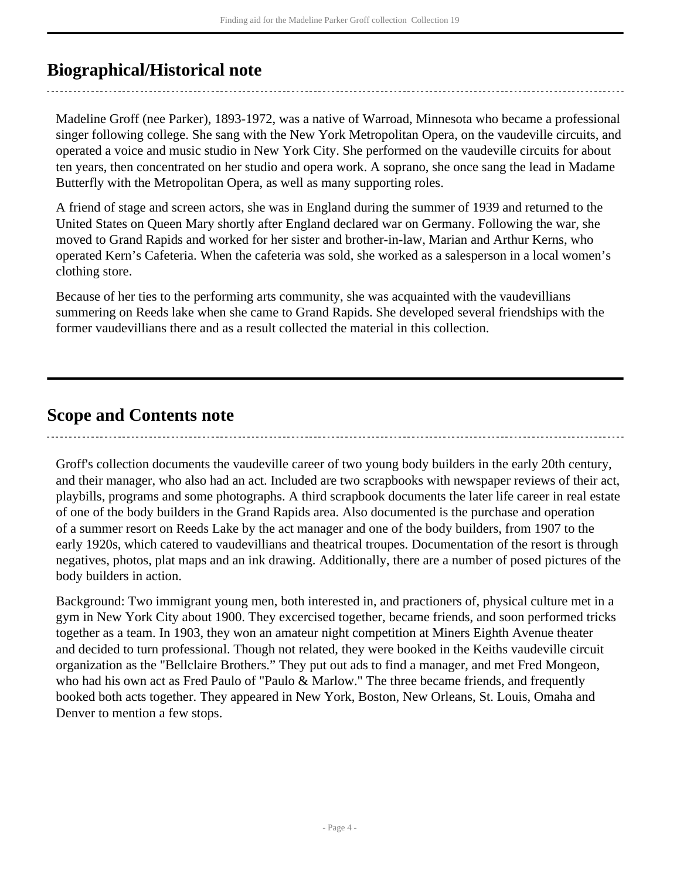## Biographical/Historical note

Madeline Groff (nee Parker), 1893-1972, was a native of Warroad, Minnesota who became a professional singer following college. She sang with the New York Metropolitan Opera, on the vaudeville circuits, and operated a voice and music studio in New York City. She performed on the vaudeville circuits for about ten years, then concentrated on her studio and opera work. A soprano, she once sang the lead in Madame Butterfly with the Metropolitan Opera, as well as many supporting roles.

A friend of stage and screen actors, she was in England during the summer of 1939 and returned to the United States on Queen Mary shortly after England declared war on Germany. Following the war, she moved to Grand Rapids and worked for her sister and brother-in-law, Marian and Arthur Kerns, who operated Kern's Cafeteria. When the cafeteria was sold, she worked as a salesperson in a local women's clothing store.

Because of her ties to the performing arts community, she was acquainted with the vaudevillians summering on Reeds lake when she came to Grand Rapids. She developed several friendships with the former vaudevillians there and as a result collected the material in this collection.

## Scope and Contents note

Groff's collection documents the vaudeville career of two young body builders in the early 20th century, and their manager, who also had an act. Included are two scrapbooks with newspaper reviews of their act, playbills, programs and some photographs. A third scrapbook documents the later life career in real estate of one of the body builders in the Grand Rapids area. Also documented is the purchase and operation of a summer resort on Reeds Lake by the act manager and one of the body builders, from 1907 to the early 1920s, which catered to vaudevillians and theatrical troupes. Documentation of the resort is through negatives, photos, plat maps and an ink drawing. Additionally, there are a number of posed pictures of the body builders in action.

Background: Two immigrant young men, both interested in, and practioners of, physical culture met in a gym in New York City about 1900. They excercised together, became friends, and soon performed tricks together as a team. In 1903, they won an amateur night competition at Miners Eighth Avenue theater and decided to turn professional. Though not related, they were booked in the Keiths vaudeville circuit organization as the "Bellclaire Brothers." They put out ads to find a manager, and met Fred Mongeon, who had his own act as Fred Paulo of "Paulo & Marlow." The three became friends, and frequently booked both acts together. They appeared in New York, Boston, New Orleans, St. Louis, Omaha and Denver to mention a few stops.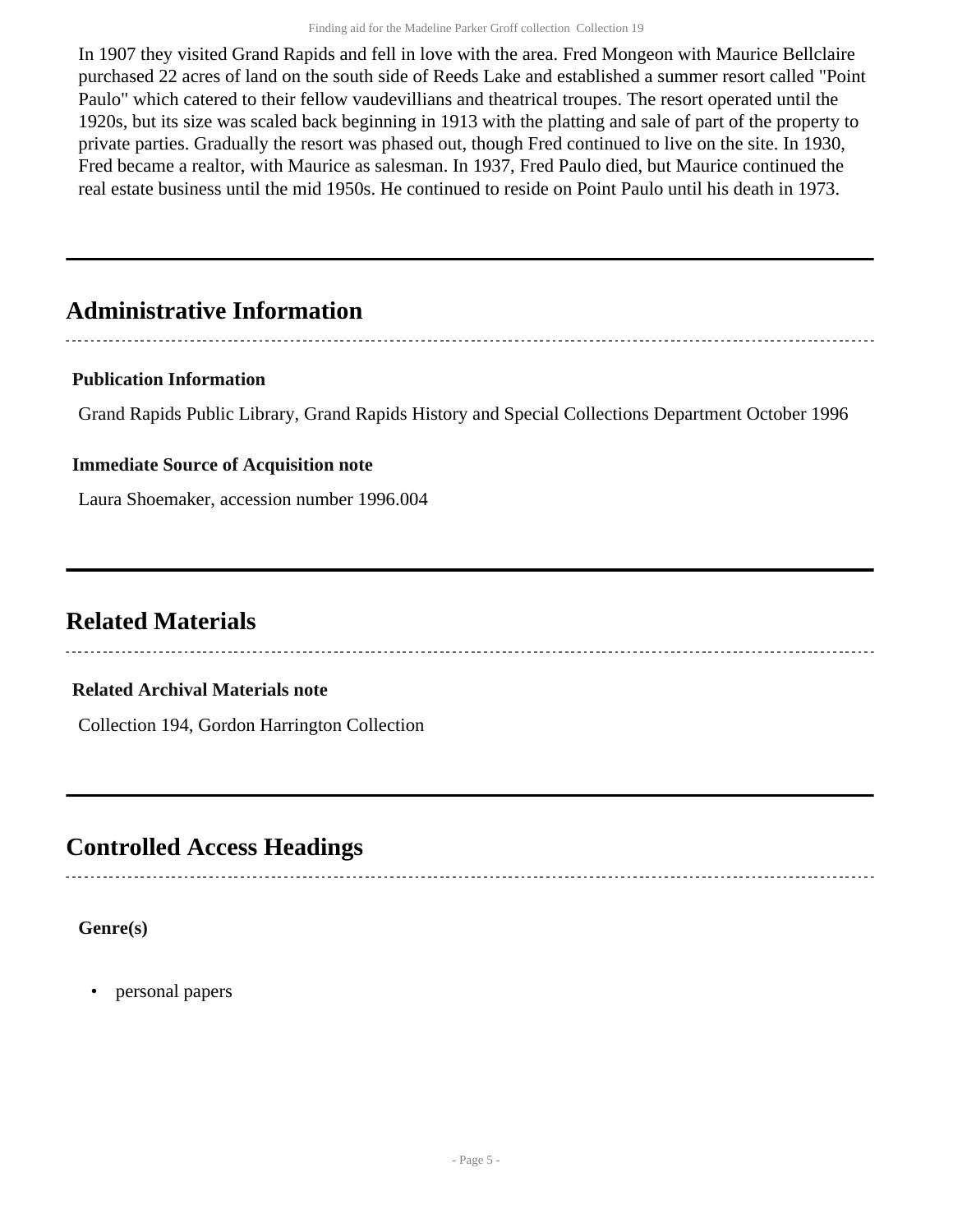In 1907 they visited Grand Rapids and fell in love with the area. Fred Mongeon with Maurice Bellclaire purchased 22 acres of land on the south side of Reeds Lake and established a summer resort called "Point Paulo" which catered to their fellow vaudevillians and theatrical troupes. The resort operated until the 1920s, but its size was scaled back beginning in 1913 with the platting and sale of part of the property to private parties. Gradually the resort was phased out, though Fred continued to live on the site. In 1930, Fred became a realtor, with Maurice as salesman. In 1937, Fred Paulo died, but Maurice continued the real estate business until the mid 1950s. He continued to reside on Point Paulo until his death in 1973.

## Administrative Information

### Publication Information

Grand Rapids Public Library, Grand Rapids History and Special Collections Department October 1996

### Immediate Source of Acquisition note

Laura Shoemaker, accession number 1996.004

## Related Materials

### Related Archival Materials note

Collection 194, Gordon Harrington Collection

## Controlled Access Headings

### Genre(s)

- personal papers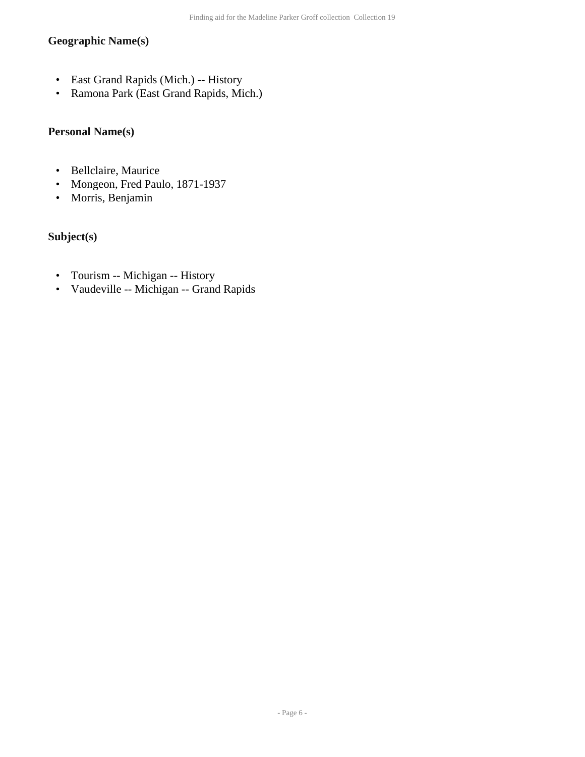### Geographic Name(s)

- East Grand Rapids (Mich.) -- History
- Ramona Park (East Grand Rapids, Mich.)

### Personal Name(s)

- Bellclaire, Maurice
- Mongeon, Fred Paulo, 1871-1937
- Morris, Benjamin

### Subject(s)

- Tourism -- Michigan -- History
- Vaudeville -- Michigan -- Grand Rapids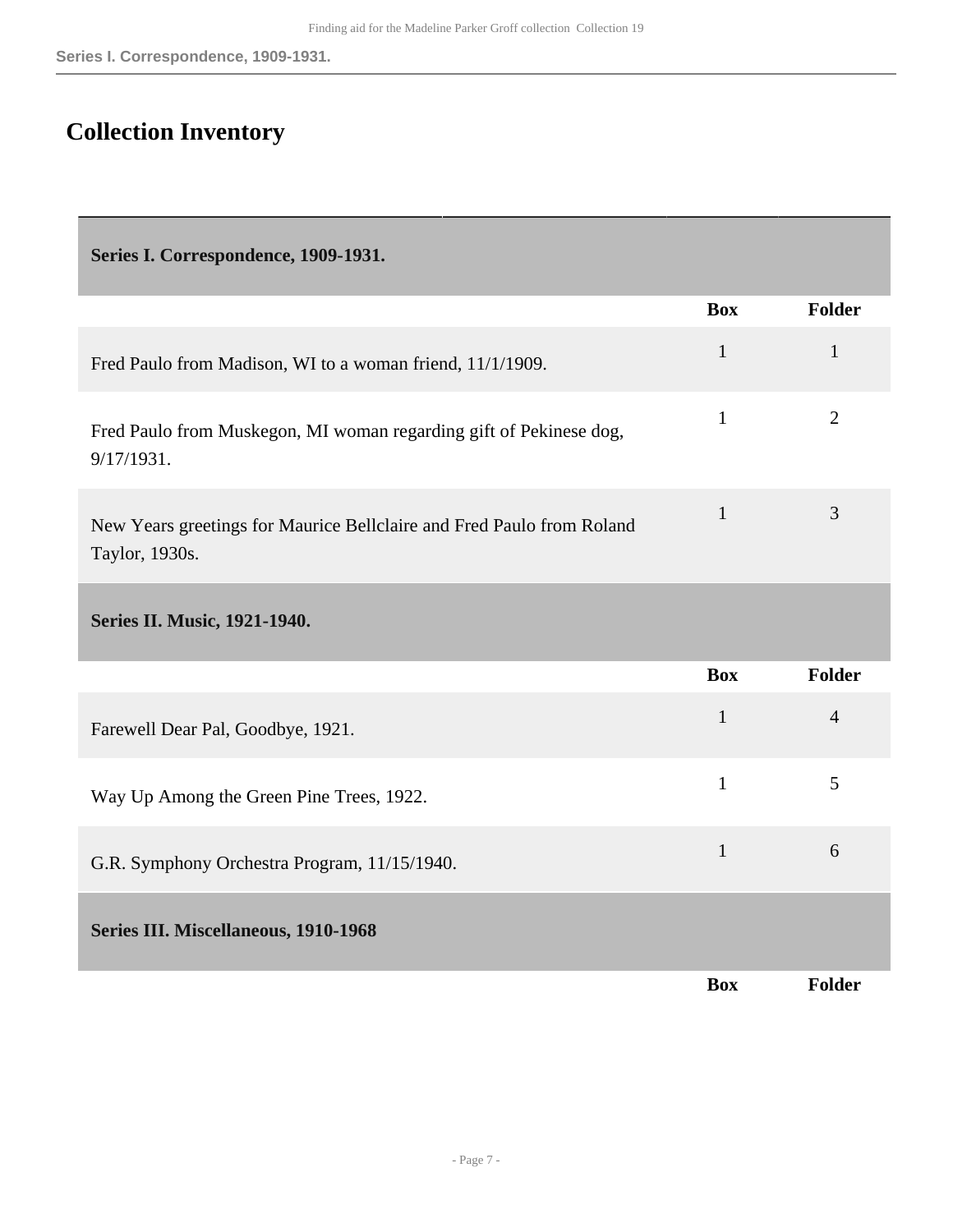## Collection Inventory

| Series I. Correspondence, 1909-1931. | | |
|---|---|---|
| | **Box** | **Folder** |
| Fred Paulo from Madison, WI to a woman friend, 11/1/1909. | 1 | 1 |
| Fred Paulo from Muskegon, MI woman regarding gift of Pekinese dog, 9/17/1931. | 1 | 2 |
| New Years greetings for Maurice Bellclaire and Fred Paulo from Roland Taylor, 1930s. | 1 | 3 |
| **Series II. Music, 1921-1940.** | | |
| | **Box** | **Folder** |
| Farewell Dear Pal, Goodbye, 1921. | 1 | 4 |
| Way Up Among the Green Pine Trees, 1922. | 1 | 5 |
| G.R. Symphony Orchestra Program, 11/15/1940. | 1 | 6 |
| **Series III. Miscellaneous, 1910-1968** | | |
| | **Box** | **Folder** |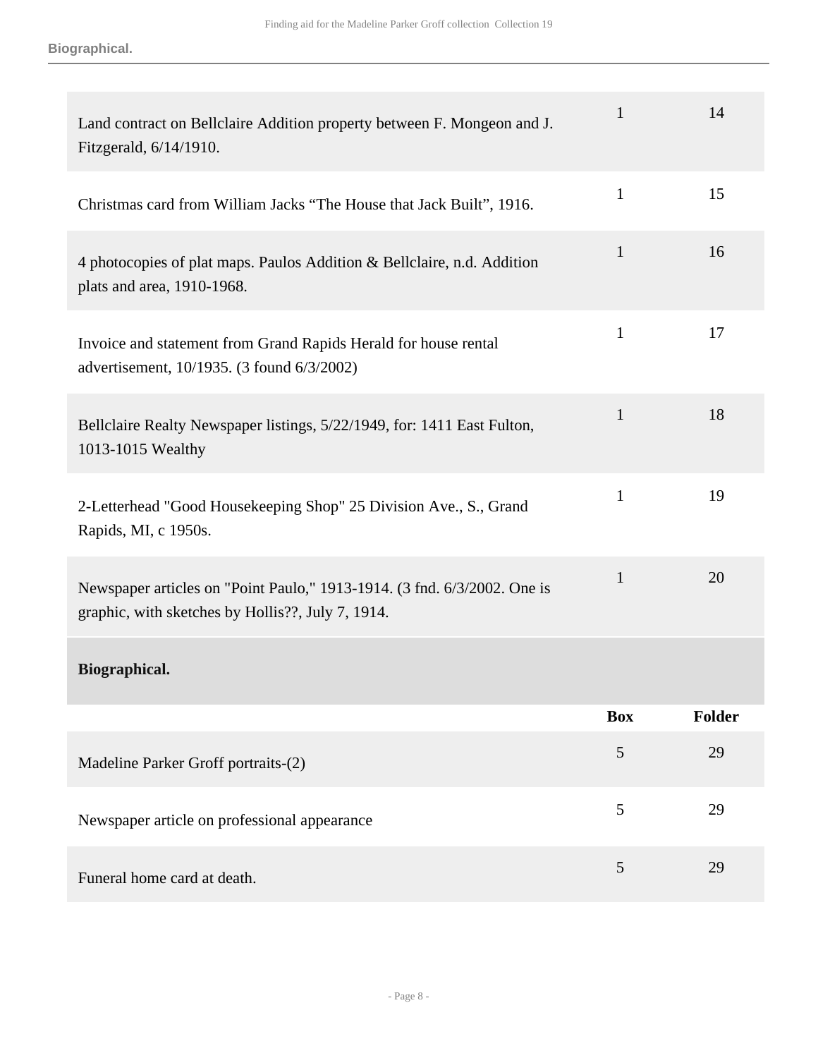| | Box | Folder |
|---|---|---|
| Land contract on Bellclaire Addition property between F. Mongeon and J. Fitzgerald, 6/14/1910. | 1 | 14 |
| Christmas card from William Jacks “The House that Jack Built”, 1916. | 1 | 15 |
| 4 photocopies of plat maps. Paulos Addition & Bellclaire, n.d. Addition plats and area, 1910-1968. | 1 | 16 |
| Invoice and statement from Grand Rapids Herald for house rental advertisement, 10/1935. (3 found 6/3/2002) | 1 | 17 |
| Bellclaire Realty Newspaper listings, 5/22/1949, for: 1411 East Fulton, 1013-1015 Wealthy | 1 | 18 |
| 2-Letterhead "Good Housekeeping Shop" 25 Division Ave., S., Grand Rapids, MI, c 1950s. | 1 | 19 |
| Newspaper articles on "Point Paulo," 1913-1914. (3 fnd. 6/3/2002. One is graphic, with sketches by Hollis??, July 7, 1914. | 1 | 20 |

**Biographical.**

| | Box | Folder |
|---|---|---|
| Madeline Parker Groff portraits-(2) | 5 | 29 |
| Newspaper article on professional appearance | 5 | 29 |
| Funeral home card at death. | 5 | 29 |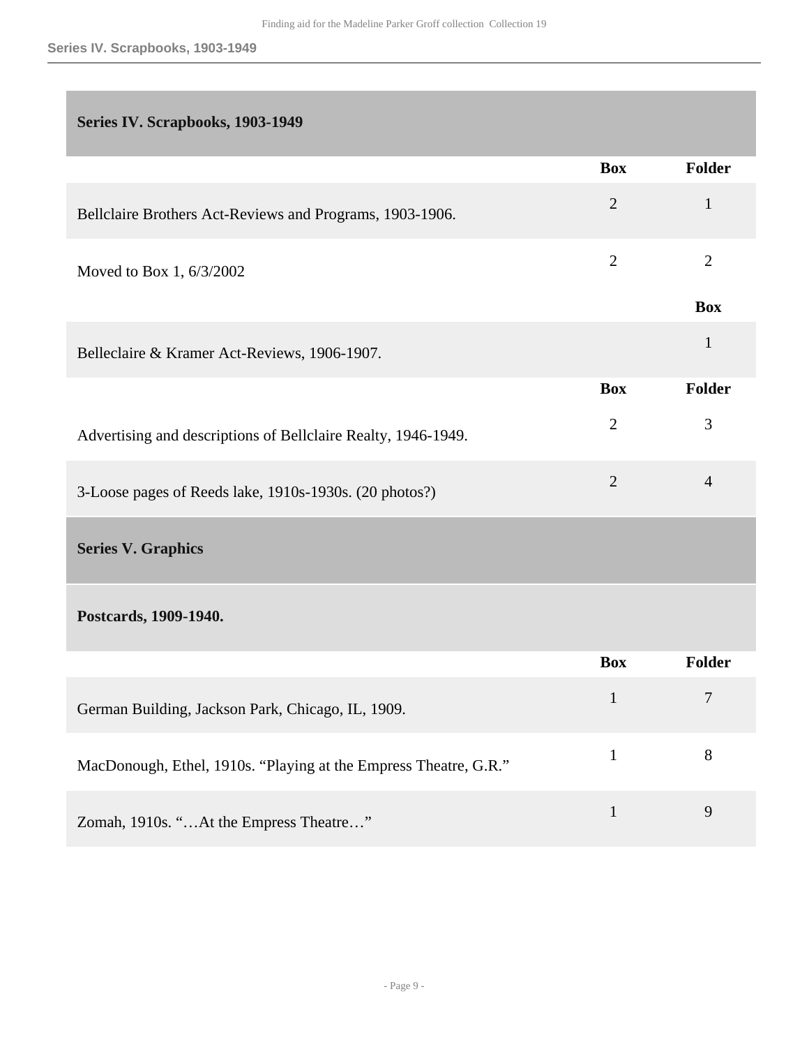## Series IV. Scrapbooks, 1903-1949

| | Box | Folder |
|---|---|---|
| Bellclaire Brothers Act-Reviews and Programs, 1903-1906. | 2 | 1 |
| Moved to Box 1, 6/3/2002 | 2 | 2 |

| | Box |
|---|---|
| Belleclaire & Kramer Act-Reviews, 1906-1907. | 1 |

| | Box | Folder |
|---|---|---|
| Advertising and descriptions of Bellclaire Realty, 1946-1949. | 2 | 3 |
| 3-Loose pages of Reeds lake, 1910s-1930s. (20 photos?) | 2 | 4 |

## Series V. Graphics

### Postcards, 1909-1940.

| | Box | Folder |
|---|---|---|
| German Building, Jackson Park, Chicago, IL, 1909. | 1 | 7 |
| MacDonough, Ethel, 1910s. “Playing at the Empress Theatre, G.R.” | 1 | 8 |
| Zomah, 1910s. “…At the Empress Theatre…” | 1 | 9 |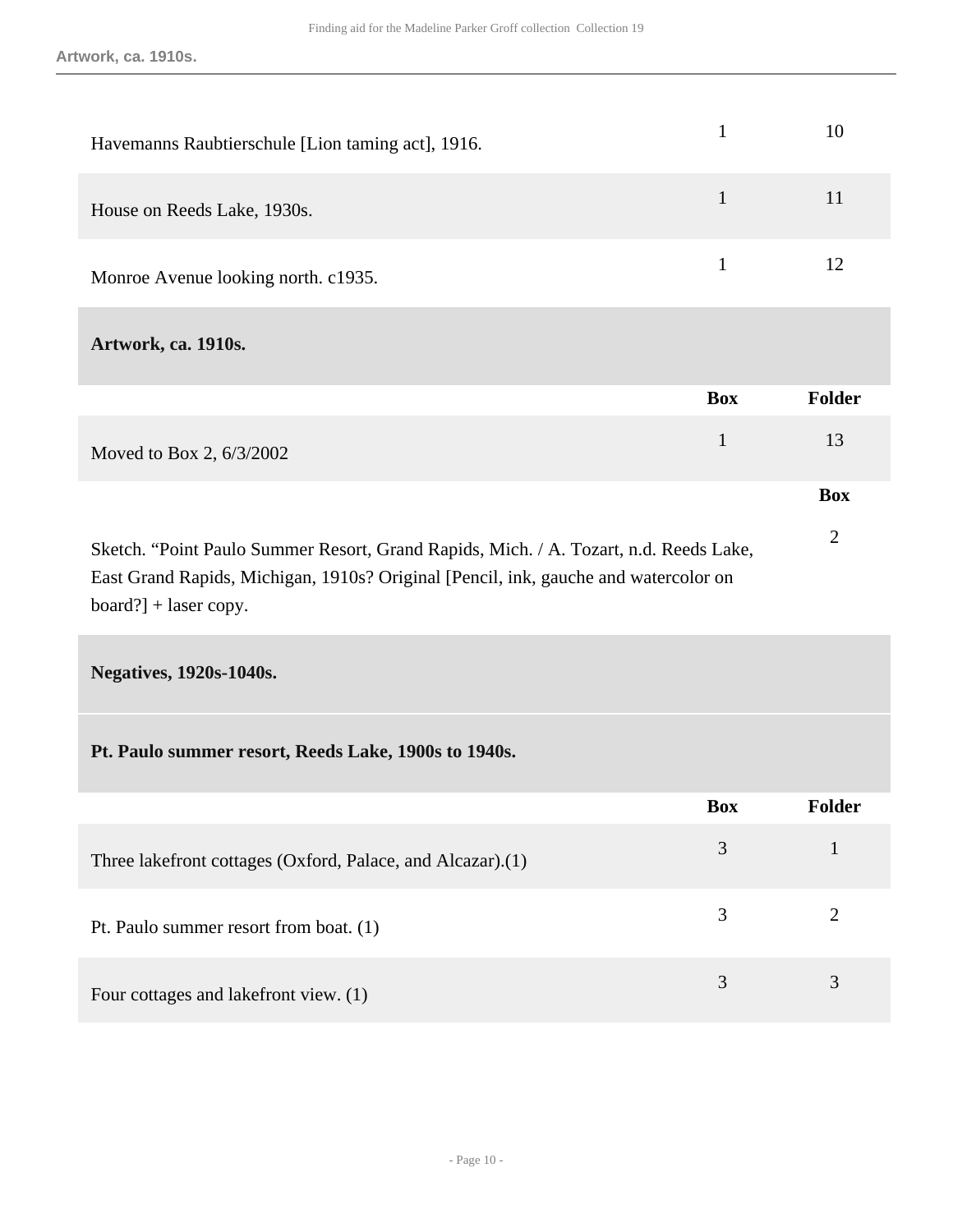| | Box | Folder |
|---|---|---|
| Havemanns Raubtierschule [Lion taming act], 1916. | 1 | 10 |
| House on Reeds Lake, 1930s. | 1 | 11 |
| Monroe Avenue looking north. c1935. | 1 | 12 |

### Artwork, ca. 1910s.

| | Box | Folder |
|---|---|---|
| Moved to Box 2, 6/3/2002 | 1 | 13 |

| | Box |
|---|---|
| Sketch. “Point Paulo Summer Resort, Grand Rapids, Mich. / A. Tozart, n.d. Reeds Lake, East Grand Rapids, Michigan, 1910s? Original [Pencil, ink, gauche and watercolor on board?] + laser copy. | 2 |

### Negatives, 1920s-1040s.

#### Pt. Paulo summer resort, Reeds Lake, 1900s to 1940s.

| | Box | Folder |
|---|---|---|
| Three lakefront cottages (Oxford, Palace, and Alcazar).(1) | 3 | 1 |
| Pt. Paulo summer resort from boat. (1) | 3 | 2 |
| Four cottages and lakefront view. (1) | 3 | 3 |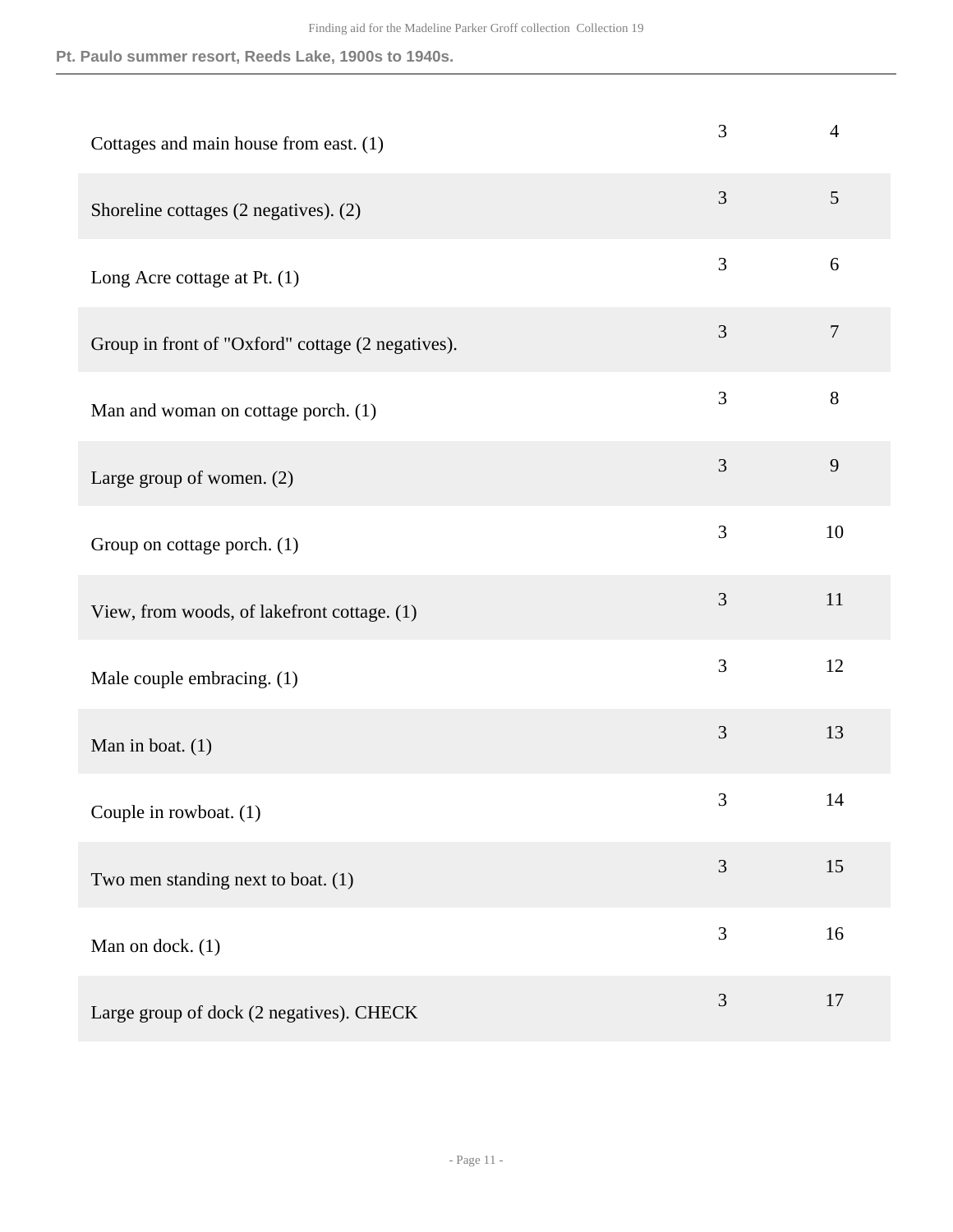| | | |
|---|---|---|
| Cottages and main house from east. (1) | 3 | 4 |
| Shoreline cottages (2 negatives). (2) | 3 | 5 |
| Long Acre cottage at Pt. (1) | 3 | 6 |
| Group in front of "Oxford" cottage (2 negatives). | 3 | 7 |
| Man and woman on cottage porch. (1) | 3 | 8 |
| Large group of women. (2) | 3 | 9 |
| Group on cottage porch. (1) | 3 | 10 |
| View, from woods, of lakefront cottage. (1) | 3 | 11 |
| Male couple embracing. (1) | 3 | 12 |
| Man in boat. (1) | 3 | 13 |
| Couple in rowboat. (1) | 3 | 14 |
| Two men standing next to boat. (1) | 3 | 15 |
| Man on dock. (1) | 3 | 16 |
| Large group of dock (2 negatives). CHECK | 3 | 17 |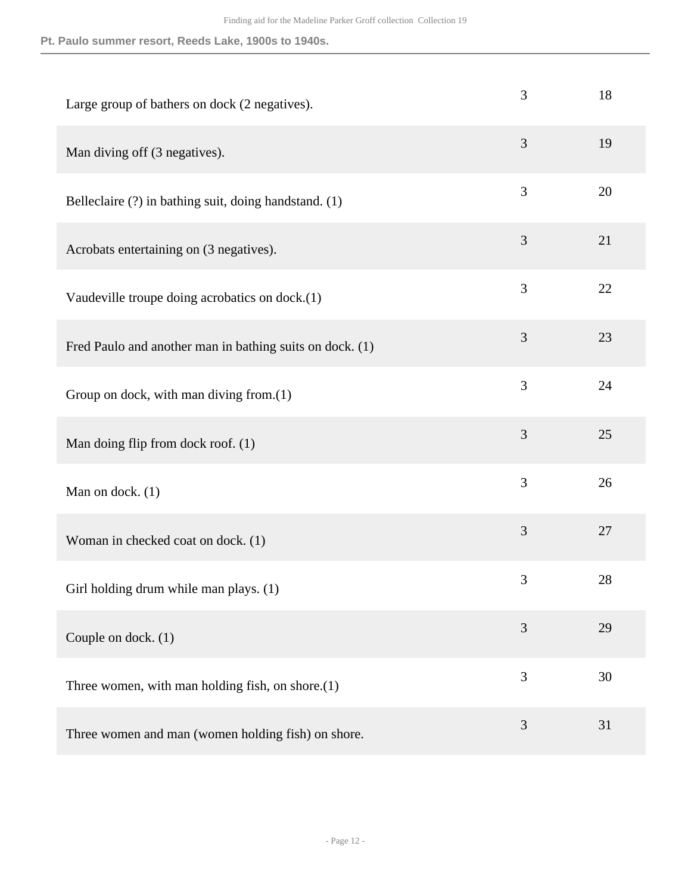| | | |
|---|---|---|
| Large group of bathers on dock (2 negatives). | 3 | 18 |
| Man diving off (3 negatives). | 3 | 19 |
| Belleclaire (?) in bathing suit, doing handstand. (1) | 3 | 20 |
| Acrobats entertaining on (3 negatives). | 3 | 21 |
| Vaudeville troupe doing acrobatics on dock.(1) | 3 | 22 |
| Fred Paulo and another man in bathing suits on dock. (1) | 3 | 23 |
| Group on dock, with man diving from.(1) | 3 | 24 |
| Man doing flip from dock roof. (1) | 3 | 25 |
| Man on dock. (1) | 3 | 26 |
| Woman in checked coat on dock. (1) | 3 | 27 |
| Girl holding drum while man plays. (1) | 3 | 28 |
| Couple on dock. (1) | 3 | 29 |
| Three women, with man holding fish, on shore.(1) | 3 | 30 |
| Three women and man (women holding fish) on shore. | 3 | 31 |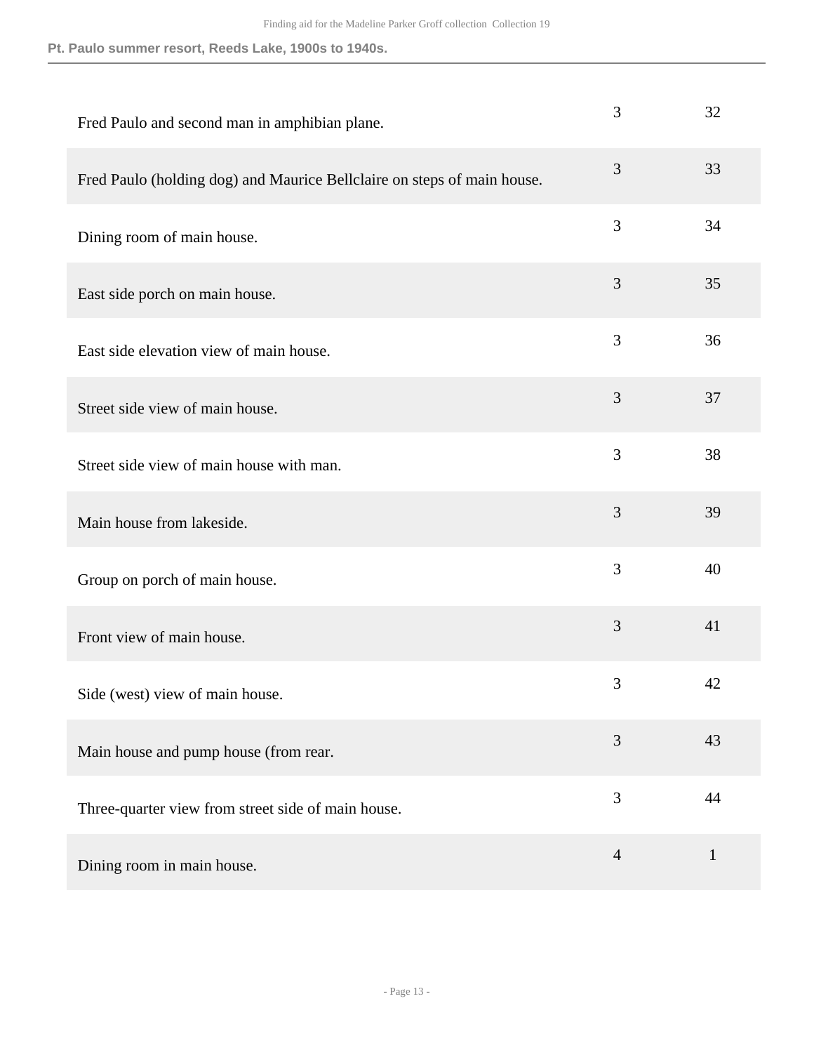| | | |
|---|---|---|
| Fred Paulo and second man in amphibian plane. | 3 | 32 |
| Fred Paulo (holding dog) and Maurice Bellclaire on steps of main house. | 3 | 33 |
| Dining room of main house. | 3 | 34 |
| East side porch on main house. | 3 | 35 |
| East side elevation view of main house. | 3 | 36 |
| Street side view of main house. | 3 | 37 |
| Street side view of main house with man. | 3 | 38 |
| Main house from lakeside. | 3 | 39 |
| Group on porch of main house. | 3 | 40 |
| Front view of main house. | 3 | 41 |
| Side (west) view of main house. | 3 | 42 |
| Main house and pump house (from rear. | 3 | 43 |
| Three-quarter view from street side of main house. | 3 | 44 |
| Dining room in main house. | 4 | 1 |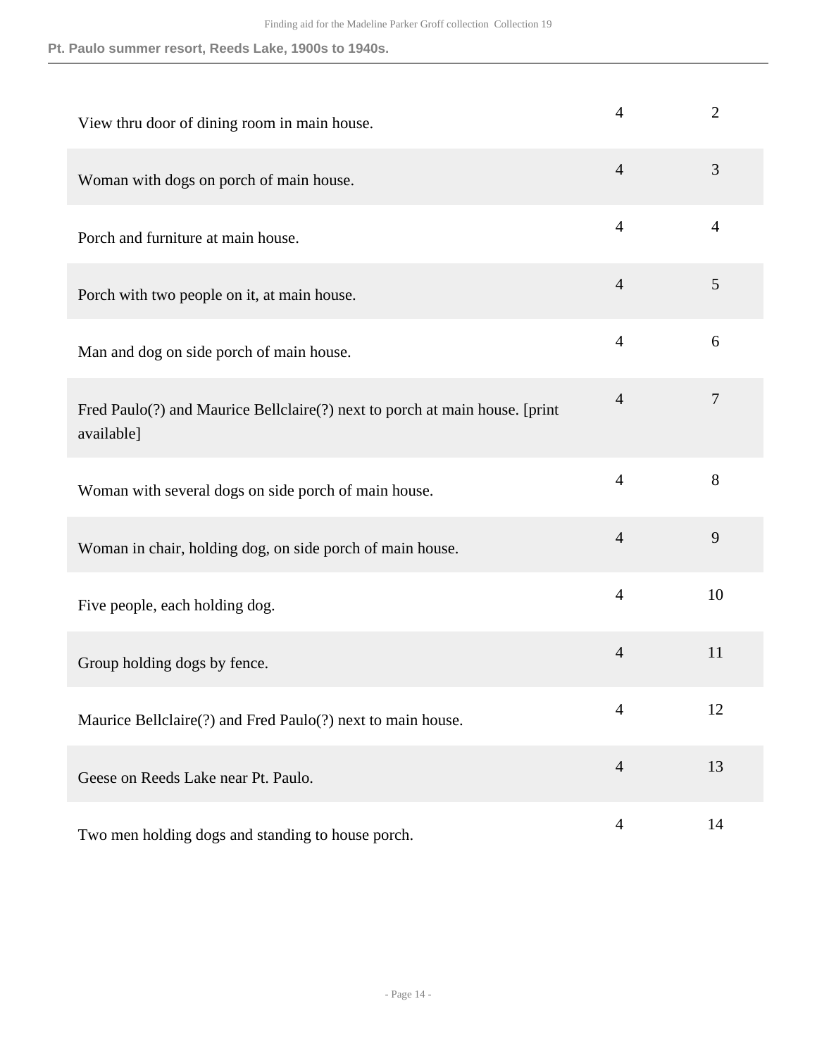| | | |
|---|---|---|
| View thru door of dining room in main house. | 4 | 2 |
| Woman with dogs on porch of main house. | 4 | 3 |
| Porch and furniture at main house. | 4 | 4 |
| Porch with two people on it, at main house. | 4 | 5 |
| Man and dog on side porch of main house. | 4 | 6 |
| Fred Paulo(?) and Maurice Bellclaire(?) next to porch at main house. [print available] | 4 | 7 |
| Woman with several dogs on side porch of main house. | 4 | 8 |
| Woman in chair, holding dog, on side porch of main house. | 4 | 9 |
| Five people, each holding dog. | 4 | 10 |
| Group holding dogs by fence. | 4 | 11 |
| Maurice Bellclaire(?) and Fred Paulo(?) next to main house. | 4 | 12 |
| Geese on Reeds Lake near Pt. Paulo. | 4 | 13 |
| Two men holding dogs and standing to house porch. | 4 | 14 |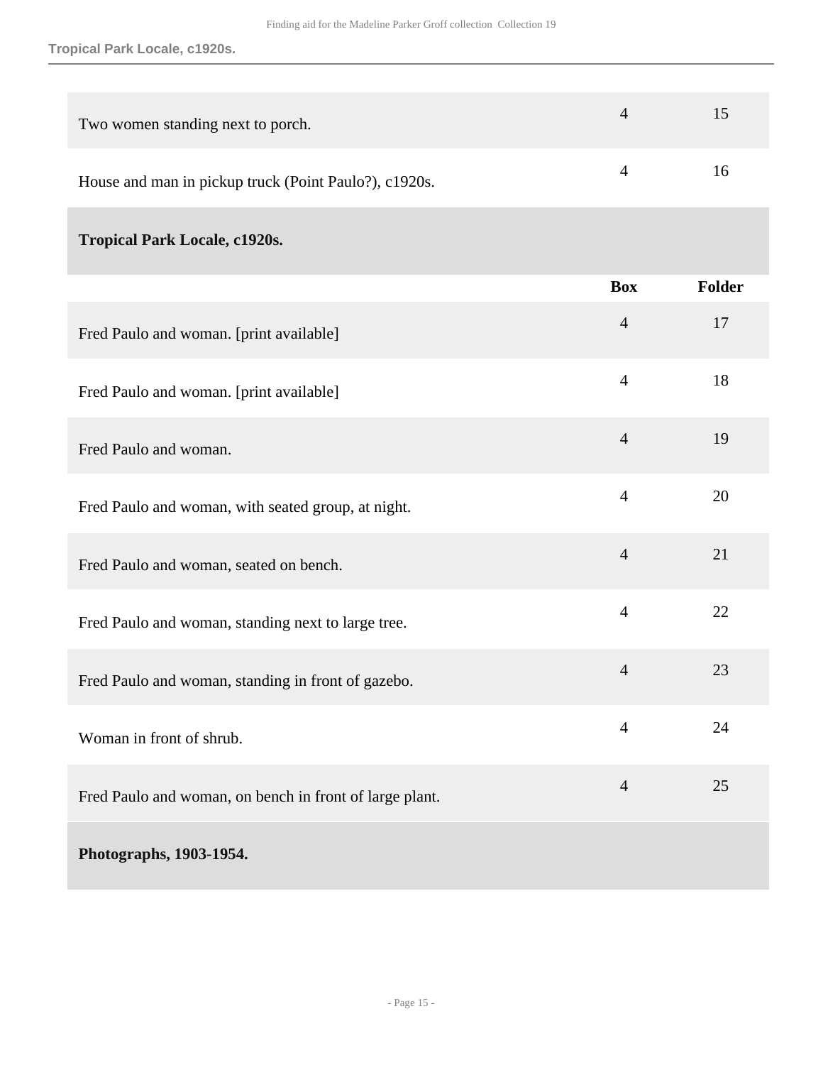| | | |
|---|---|---|
| Two women standing next to porch. | 4 | 15 |
| House and man in pickup truck (Point Paulo?), c1920s. | 4 | 16 |

### Tropical Park Locale, c1920s.

| | Box | Folder |
|---|---|---|
| Fred Paulo and woman. [print available] | 4 | 17 |
| Fred Paulo and woman. [print available] | 4 | 18 |
| Fred Paulo and woman. | 4 | 19 |
| Fred Paulo and woman, with seated group, at night. | 4 | 20 |
| Fred Paulo and woman, seated on bench. | 4 | 21 |
| Fred Paulo and woman, standing next to large tree. | 4 | 22 |
| Fred Paulo and woman, standing in front of gazebo. | 4 | 23 |
| Woman in front of shrub. | 4 | 24 |
| Fred Paulo and woman, on bench in front of large plant. | 4 | 25 |

### Photographs, 1903-1954.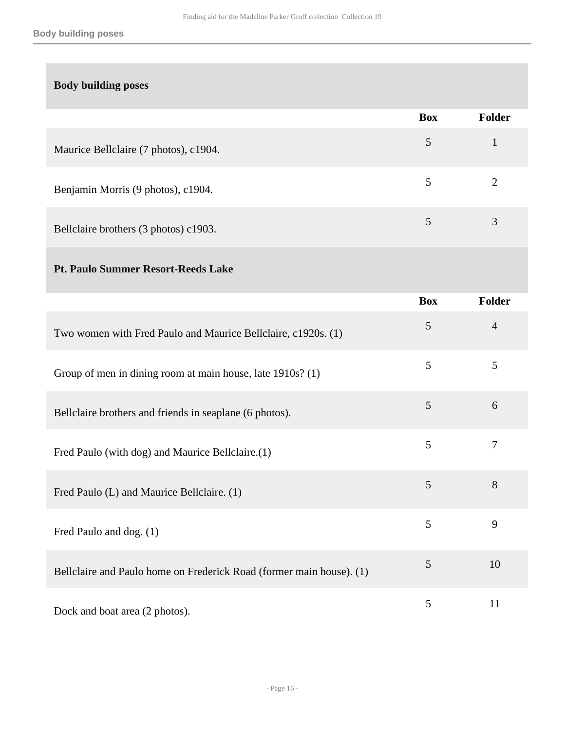### Body building poses

| | Box | Folder |
|---|---|---|
| Maurice Bellclaire (7 photos), c1904. | 5 | 1 |
| Benjamin Morris (9 photos), c1904. | 5 | 2 |
| Bellclaire brothers (3 photos) c1903. | 5 | 3 |

### Pt. Paulo Summer Resort-Reeds Lake

| | Box | Folder |
|---|---|---|
| Two women with Fred Paulo and Maurice Bellclaire, c1920s. (1) | 5 | 4 |
| Group of men in dining room at main house, late 1910s? (1) | 5 | 5 |
| Bellclaire brothers and friends in seaplane (6 photos). | 5 | 6 |
| Fred Paulo (with dog) and Maurice Bellclaire.(1) | 5 | 7 |
| Fred Paulo (L) and Maurice Bellclaire. (1) | 5 | 8 |
| Fred Paulo and dog. (1) | 5 | 9 |
| Bellclaire and Paulo home on Frederick Road (former main house). (1) | 5 | 10 |
| Dock and boat area (2 photos). | 5 | 11 |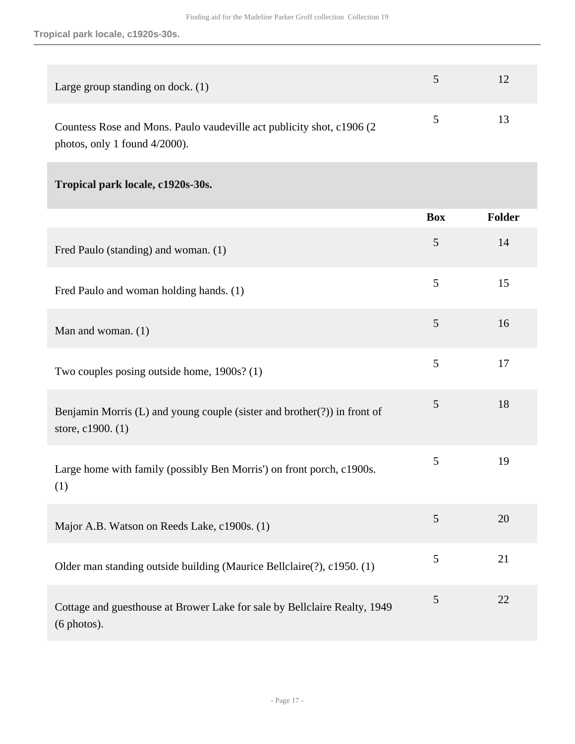| | Box | Folder |
|---|---|---|
| Large group standing on dock. (1) | 5 | 12 |
| Countess Rose and Mons. Paulo vaudeville act publicity shot, c1906 (2 photos, only 1 found 4/2000). | 5 | 13 |

### Tropical park locale, c1920s-30s.

| | Box | Folder |
|---|---|---|
| Fred Paulo (standing) and woman. (1) | 5 | 14 |
| Fred Paulo and woman holding hands. (1) | 5 | 15 |
| Man and woman. (1) | 5 | 16 |
| Two couples posing outside home, 1900s? (1) | 5 | 17 |
| Benjamin Morris (L) and young couple (sister and brother(?)) in front of store, c1900. (1) | 5 | 18 |
| Large home with family (possibly Ben Morris') on front porch, c1900s. (1) | 5 | 19 |
| Major A.B. Watson on Reeds Lake, c1900s. (1) | 5 | 20 |
| Older man standing outside building (Maurice Bellclaire(?), c1950. (1) | 5 | 21 |
| Cottage and guesthouse at Brower Lake for sale by Bellclaire Realty, 1949 (6 photos). | 5 | 22 |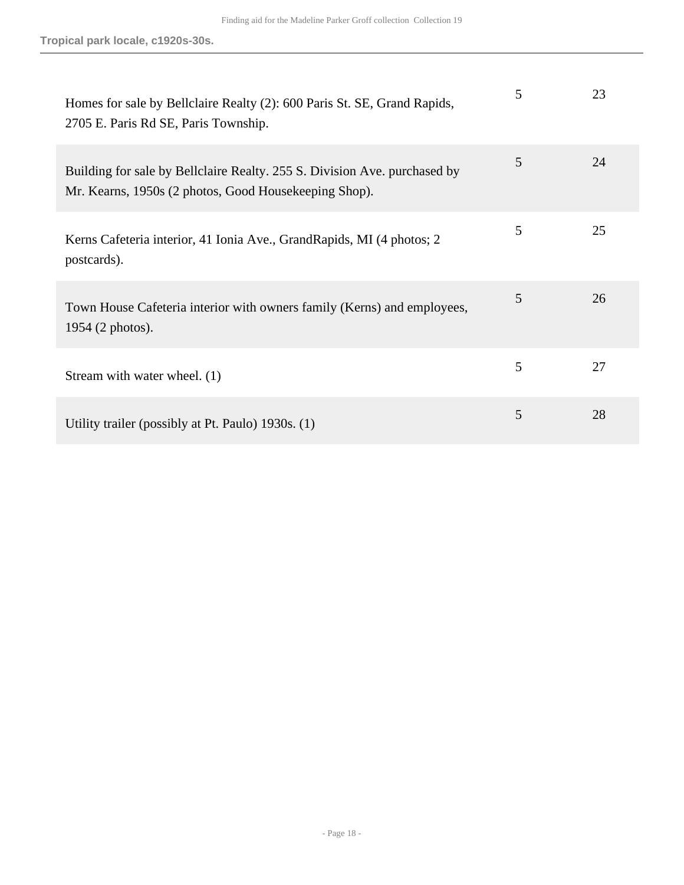| | | |
|---|---|---|
| Homes for sale by Bellclaire Realty (2): 600 Paris St. SE, Grand Rapids, 2705 E. Paris Rd SE, Paris Township. | 5 | 23 |
| Building for sale by Bellclaire Realty. 255 S. Division Ave. purchased by Mr. Kearns, 1950s (2 photos, Good Housekeeping Shop). | 5 | 24 |
| Kerns Cafeteria interior, 41 Ionia Ave., GrandRapids, MI (4 photos; 2 postcards). | 5 | 25 |
| Town House Cafeteria interior with owners family (Kerns) and employees, 1954 (2 photos). | 5 | 26 |
| Stream with water wheel. (1) | 5 | 27 |
| Utility trailer (possibly at Pt. Paulo) 1930s. (1) | 5 | 28 |